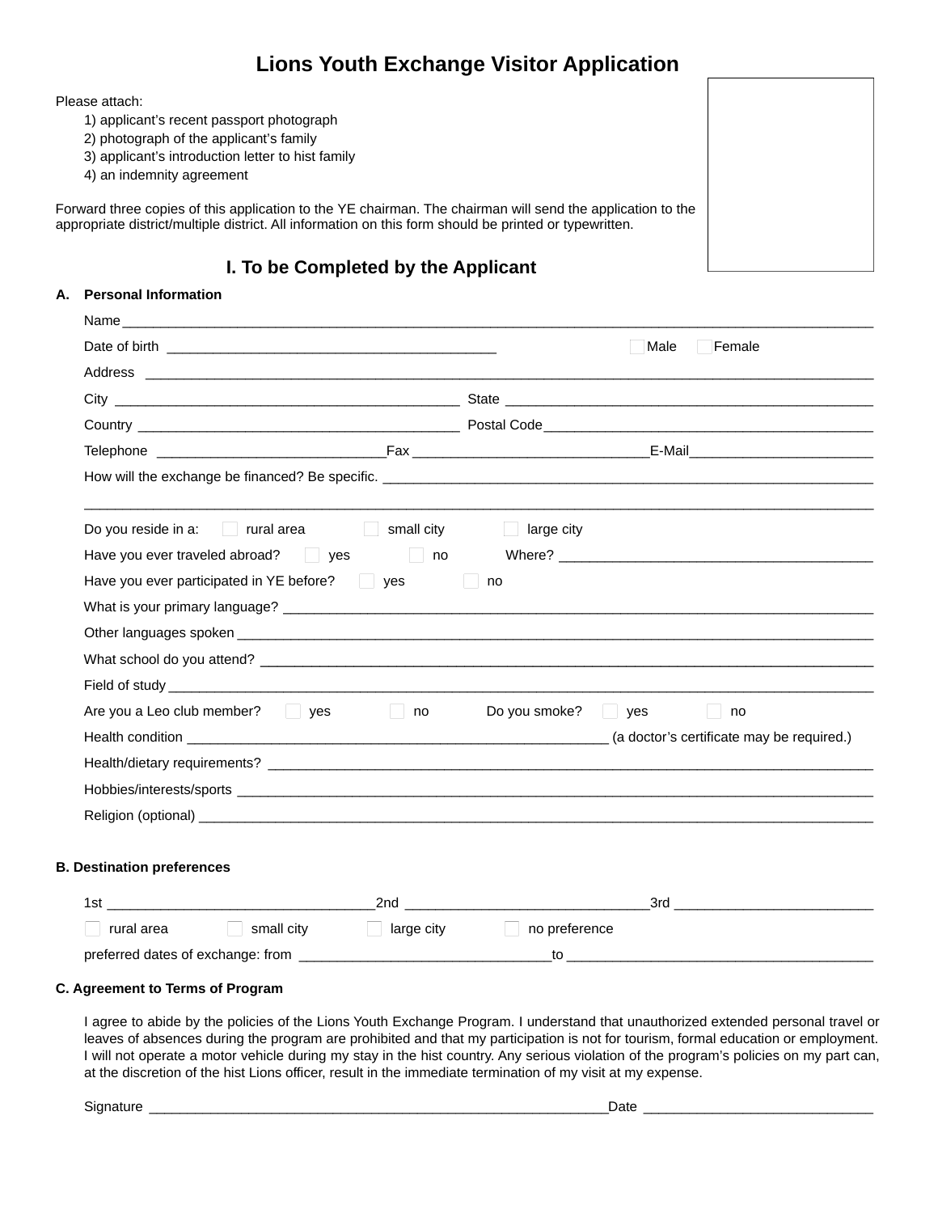# Lions Youth Exchange Visitor Application

Please attach:

1) applicant's recent passport photograph
2) photograph of the applicant's family
3) applicant's introduction letter to hist family
4) an indemnity agreement

Forward three copies of this application to the YE chairman. The chairman will send the application to the appropriate district/multiple district. All information on this form should be printed or typewritten.

## I. To be Completed by the Applicant

**A. Personal Information**

Name ____________________________________________

Date of birth ______________________ ☐ Male ☐ Female

Address ____________________________________________

City ______________________ State ______________________

Country ______________________ Postal Code ______________________

Telephone ______________ Fax ______________ E-Mail ______________

How will the exchange be financed? Be specific. ______________________

____________________________________________

Do you reside in a: ☐ rural area ☐ small city ☐ large city

Have you ever traveled abroad? ☐ yes ☐ no Where? ______________________

Have you ever participated in YE before? ☐ yes ☐ no

What is your primary language? ______________________

Other languages spoken ______________________

What school do you attend? ______________________

Field of study ______________________

Are you a Leo club member? ☐ yes ☐ no Do you smoke? ☐ yes ☐ no

Health condition ______________________ (a doctor's certificate may be required.)

Health/dietary requirements? ______________________

Hobbies/interests/sports ______________________

Religion (optional) ______________________

**B. Destination preferences**

1st ______________ 2nd ______________ 3rd ______________

☐ rural area ☐ small city ☐ large city ☐ no preference

preferred dates of exchange: from ______________ to ______________

**C. Agreement to Terms of Program**

I agree to abide by the policies of the Lions Youth Exchange Program. I understand that unauthorized extended personal travel or leaves of absences during the program are prohibited and that my participation is not for tourism, formal education or employment. I will not operate a motor vehicle during my stay in the hist country. Any serious violation of the program's policies on my part can, at the discretion of the hist Lions officer, result in the immediate termination of my visit at my expense.

Signature ______________________ Date ______________________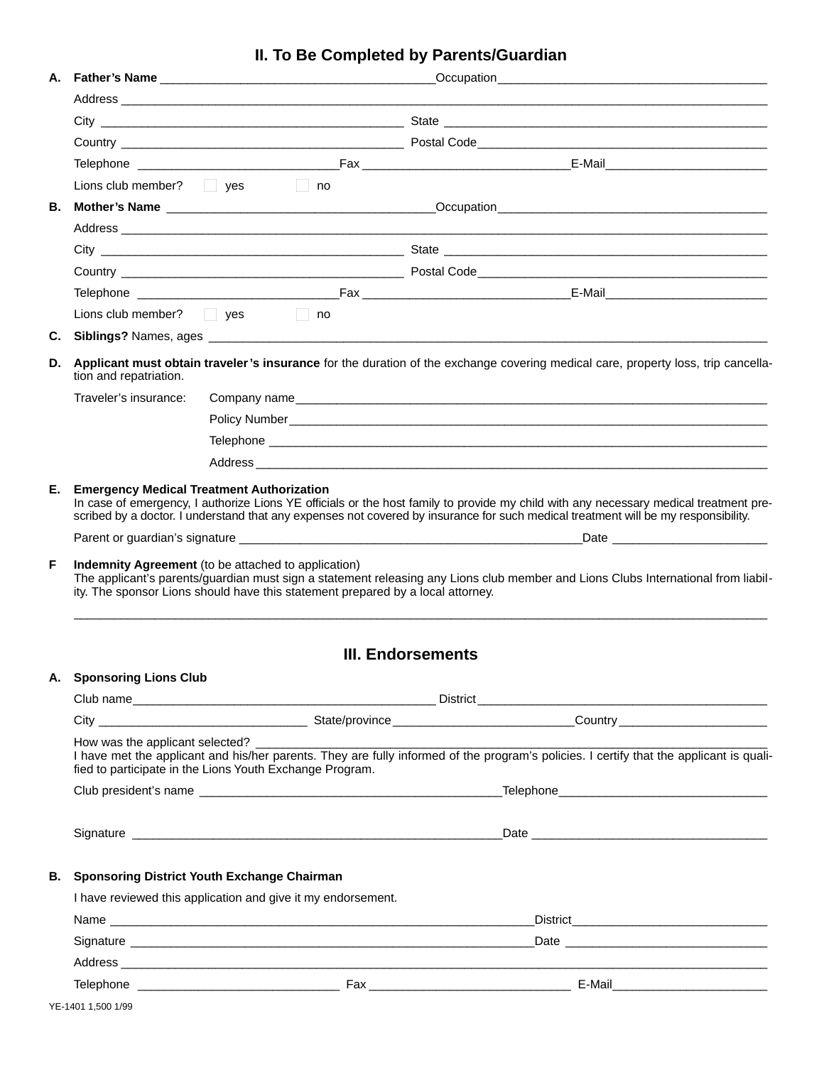## II. To Be Completed by Parents/Guardian

**A.** **Father's Name** ________________________________________ Occupation ________________________________________

Address ________________________________________________________________________________________________

City ____________________________________________ State _______________________________________________

Country ________________________________________ Postal Code __________________________________________

Telephone ____________________________ Fax _____________________________ E-Mail _______________________

Lions club member? ☐ yes ☐ no

**B.** **Mother's Name** ________________________________________ Occupation ________________________________________

Address ________________________________________________________________________________________________

City ____________________________________________ State _______________________________________________

Country ________________________________________ Postal Code __________________________________________

Telephone ____________________________ Fax _____________________________ E-Mail _______________________

Lions club member? ☐ yes ☐ no

**C.** **Siblings?** Names, ages ________________________________________________________________________________

**D.** **Applicant must obtain traveler's insurance** for the duration of the exchange covering medical care, property loss, trip cancellation and repatriation.

Traveler's insurance: Company name ______________________________________________________________________

Policy Number ______________________________________________________________________

Telephone ______________________________________________________________________

Address ______________________________________________________________________

**E.** **Emergency Medical Treatment Authorization**
In case of emergency, I authorize Lions YE officials or the host family to provide my child with any necessary medical treatment prescribed by a doctor. I understand that any expenses not covered by insurance for such medical treatment will be my responsibility.

Parent or guardian's signature ___________________________________________________ Date _______________________

**F** **Indemnity Agreement** (to be attached to application)
The applicant's parents/guardian must sign a statement releasing any Lions club member and Lions Clubs International from liability. The sponsor Lions should have this statement prepared by a local attorney.

________________________________________________________________________________________________________

## III. Endorsements

**A.** **Sponsoring Lions Club**

Club name _____________________________________________ District __________________________________________

City _______________________________ State/province __________________________ Country _____________________

How was the applicant selected? ________________________________________________________________________
I have met the applicant and his/her parents. They are fully informed of the program's policies. I certify that the applicant is qualified to participate in the Lions Youth Exchange Program.

Club president's name ____________________________________________ Telephone ______________________________

Signature ______________________________________________________ Date __________________________________

**B.** **Sponsoring District Youth Exchange Chairman**

I have reviewed this application and give it my endorsement.

Name _________________________________________________________________ District ___________________________

Signature ______________________________________________________________ Date _____________________________

Address ________________________________________________________________________________________________

Telephone _____________________________ Fax _____________________________ E-Mail _______________________

YE-1401 1,500 1/99